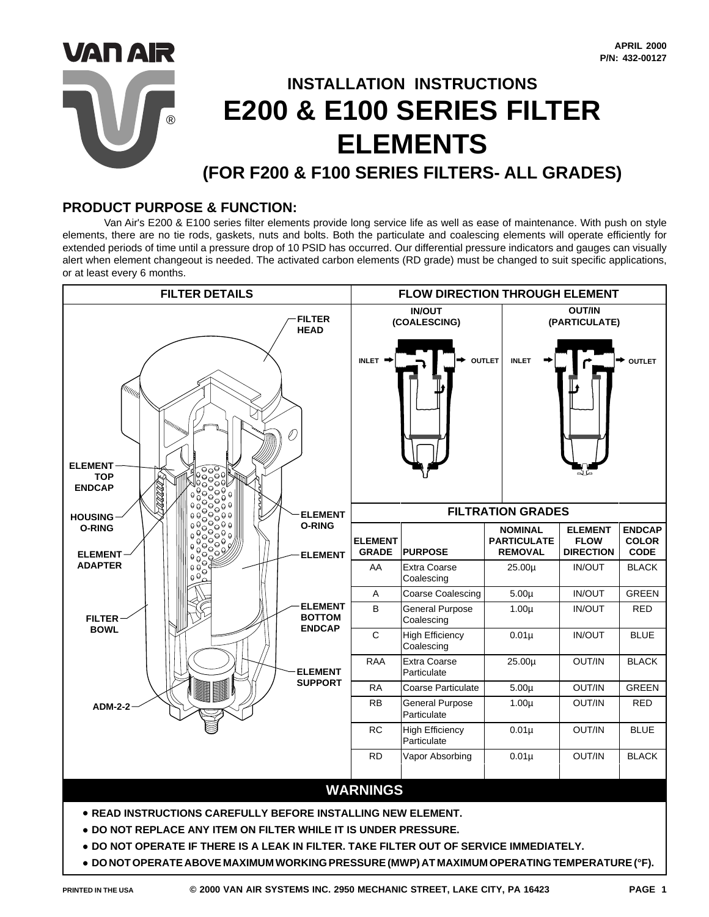APRIL 2000
P/N: 432-00127

# INSTALLATION INSTRUCTIONS
# E200 & E100 SERIES FILTER ELEMENTS
## (FOR F200 & F100 SERIES FILTERS- ALL GRADES)

## PRODUCT PURPOSE & FUNCTION:

Van Air's E200 & E100 series filter elements provide long service life as well as ease of maintenance. With push on style elements, there are no tie rods, gaskets, nuts and bolts. Both the particulate and coalescing elements will operate efficiently for extended periods of time until a pressure drop of 10 PSID has occurred. Our differential pressure indicators and gauges can visually alert when element changeout is needed. The activated carbon elements (RD grade) must be changed to suit specific applications, or at least every 6 months.

### FILTER DETAILS

FILTER HEAD, ELEMENT TOP ENDCAP, HOUSING O-RING, ELEMENT O-RING, ELEMENT ADAPTER, ELEMENT, FILTER BOWL, ELEMENT BOTTOM ENDCAP, ELEMENT SUPPORT, ADM-2-2

### FLOW DIRECTION THROUGH ELEMENT

IN/OUT (COALESCING): INLET → OUTLET

OUT/IN (PARTICULATE): INLET → OUTLET

### FILTRATION GRADES

| ELEMENT GRADE | PURPOSE | NOMINAL PARTICULATE REMOVAL | ELEMENT FLOW DIRECTION | ENDCAP COLOR CODE |
|---|---|---|---|---|
| AA | Extra Coarse Coalescing | 25.00µ | IN/OUT | BLACK |
| A | Coarse Coalescing | 5.00µ | IN/OUT | GREEN |
| B | General Purpose Coalescing | 1.00µ | IN/OUT | RED |
| C | High Efficiency Coalescing | 0.01µ | IN/OUT | BLUE |
| RAA | Extra Coarse Particulate | 25.00µ | OUT/IN | BLACK |
| RA | Coarse Particulate | 5.00µ | OUT/IN | GREEN |
| RB | General Purpose Particulate | 1.00µ | OUT/IN | RED |
| RC | High Efficiency Particulate | 0.01µ | OUT/IN | BLUE |
| RD | Vapor Absorbing | 0.01µ | OUT/IN | BLACK |

## WARNINGS

- **READ INSTRUCTIONS CAREFULLY BEFORE INSTALLING NEW ELEMENT.**
- **DO NOT REPLACE ANY ITEM ON FILTER WHILE IT IS UNDER PRESSURE.**
- **DO NOT OPERATE IF THERE IS A LEAK IN FILTER. TAKE FILTER OUT OF SERVICE IMMEDIATELY.**
- **DO NOT OPERATE ABOVE MAXIMUM WORKING PRESSURE (MWP) AT MAXIMUM OPERATING TEMPERATURE (°F).**

PRINTED IN THE USA © 2000 VAN AIR SYSTEMS INC. 2950 MECHANIC STREET, LAKE CITY, PA 16423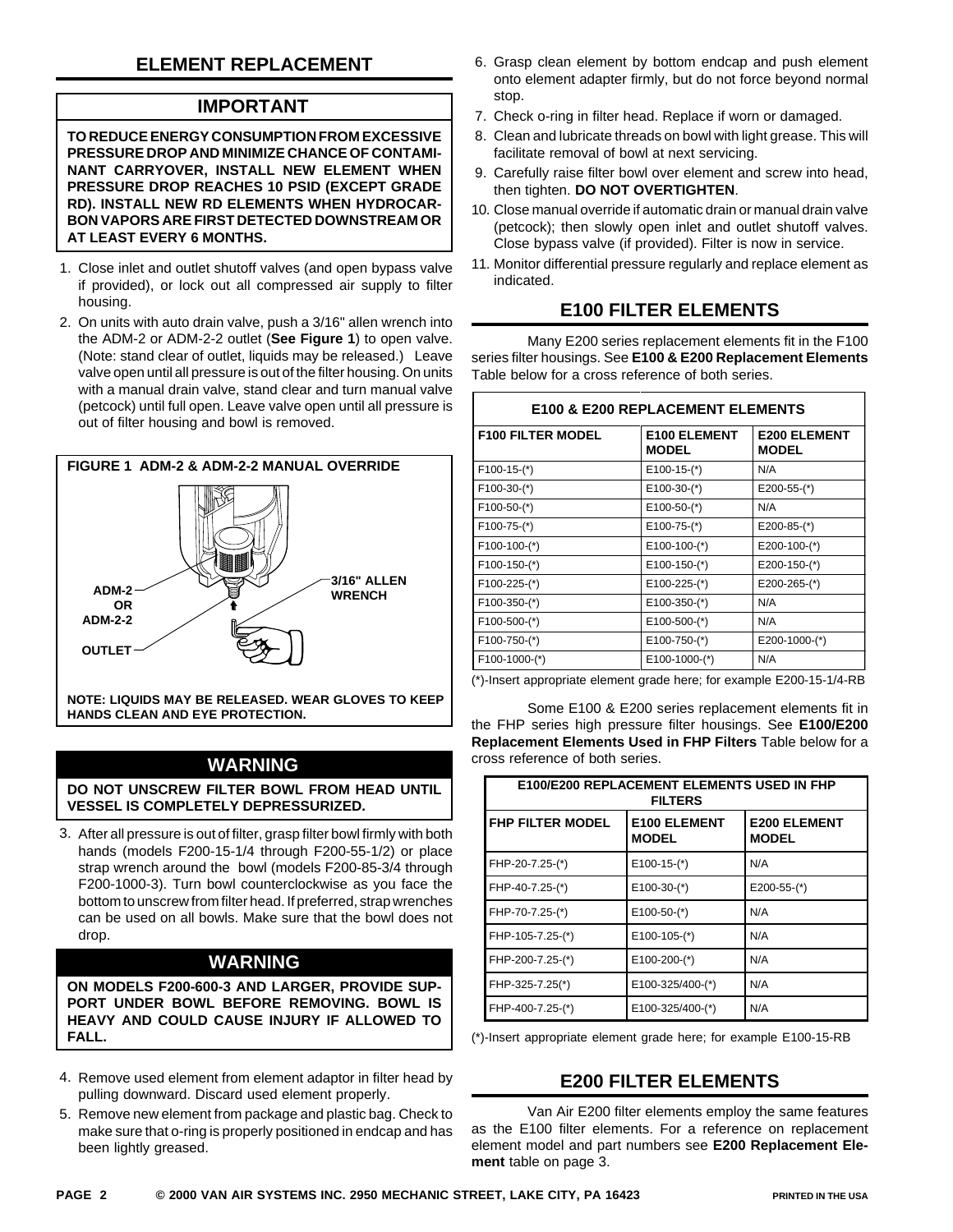## ELEMENT REPLACEMENT

### IMPORTANT

**TO REDUCE ENERGY CONSUMPTION FROM EXCESSIVE PRESSURE DROP AND MINIMIZE CHANCE OF CONTAMINANT CARRYOVER, INSTALL NEW ELEMENT WHEN PRESSURE DROP REACHES 10 PSID (EXCEPT GRADE RD). INSTALL NEW RD ELEMENTS WHEN HYDROCARBON VAPORS ARE FIRST DETECTED DOWNSTREAM OR AT LEAST EVERY 6 MONTHS.**

1. Close inlet and outlet shutoff valves (and open bypass valve if provided), or lock out all compressed air supply to filter housing.
2. On units with auto drain valve, push a 3/16" allen wrench into the ADM-2 or ADM-2-2 outlet (**See Figure 1**) to open valve. (Note: stand clear of outlet, liquids may be released.) Leave valve open until all pressure is out of the filter housing. On units with a manual drain valve, stand clear and turn manual valve (petcock) until full open. Leave valve open until all pressure is out of filter housing and bowl is removed.

**FIGURE 1 ADM-2 & ADM-2-2 MANUAL OVERRIDE**

ADM-2 OR ADM-2-2

OUTLET

3/16" ALLEN WRENCH

**NOTE: LIQUIDS MAY BE RELEASED. WEAR GLOVES TO KEEP HANDS CLEAN AND EYE PROTECTION.**

### WARNING

**DO NOT UNSCREW FILTER BOWL FROM HEAD UNTIL VESSEL IS COMPLETELY DEPRESSURIZED.**

3. After all pressure is out of filter, grasp filter bowl firmly with both hands (models F200-15-1/4 through F200-55-1/2) or place strap wrench around the bowl (models F200-85-3/4 through F200-1000-3). Turn bowl counterclockwise as you face the bottom to unscrew from filter head. If preferred, strap wrenches can be used on all bowls. Make sure that the bowl does not drop.

### WARNING

**ON MODELS F200-600-3 AND LARGER, PROVIDE SUPPORT UNDER BOWL BEFORE REMOVING. BOWL IS HEAVY AND COULD CAUSE INJURY IF ALLOWED TO FALL.**

4. Remove used element from element adaptor in filter head by pulling downward. Discard used element properly.
5. Remove new element from package and plastic bag. Check to make sure that o-ring is properly positioned in endcap and has been lightly greased.
6. Grasp clean element by bottom endcap and push element onto element adapter firmly, but do not force beyond normal stop.
7. Check o-ring in filter head. Replace if worn or damaged.
8. Clean and lubricate threads on bowl with light grease. This will facilitate removal of bowl at next servicing.
9. Carefully raise filter bowl over element and screw into head, then tighten. **DO NOT OVERTIGHTEN**.
10. Close manual override if automatic drain or manual drain valve (petcock); then slowly open inlet and outlet shutoff valves. Close bypass valve (if provided). Filter is now in service.
11. Monitor differential pressure regularly and replace element as indicated.

## E100 FILTER ELEMENTS

Many E200 series replacement elements fit in the F100 series filter housings. See **E100 & E200 Replacement Elements** Table below for a cross reference of both series.

| E100 & E200 REPLACEMENT ELEMENTS | | |
|---|---|---|
| **F100 FILTER MODEL** | **E100 ELEMENT MODEL** | **E200 ELEMENT MODEL** |
| F100-15-(*) | E100-15-(*) | N/A |
| F100-30-(*) | E100-30-(*) | E200-55-(*) |
| F100-50-(*) | E100-50-(*) | N/A |
| F100-75-(*) | E100-75-(*) | E200-85-(*) |
| F100-100-(*) | E100-100-(*) | E200-100-(*) |
| F100-150-(*) | E100-150-(*) | E200-150-(*) |
| F100-225-(*) | E100-225-(*) | E200-265-(*) |
| F100-350-(*) | E100-350-(*) | N/A |
| F100-500-(*) | E100-500-(*) | N/A |
| F100-750-(*) | E100-750-(*) | E200-1000-(*) |
| F100-1000-(*) | E100-1000-(*) | N/A |

(*)-Insert appropriate element grade here; for example E200-15-1/4-RB

Some E100 & E200 series replacement elements fit in the FHP series high pressure filter housings. See **E100/E200 Replacement Elements Used in FHP Filters** Table below for a cross reference of both series.

| E100/E200 REPLACEMENT ELEMENTS USED IN FHP FILTERS | | |
|---|---|---|
| **FHP FILTER MODEL** | **E100 ELEMENT MODEL** | **E200 ELEMENT MODEL** |
| FHP-20-7.25-(*) | E100-15-(*) | N/A |
| FHP-40-7.25-(*) | E100-30-(*) | E200-55-(*) |
| FHP-70-7.25-(*) | E100-50-(*) | N/A |
| FHP-105-7.25-(*) | E100-105-(*) | N/A |
| FHP-200-7.25-(*) | E100-200-(*) | N/A |
| FHP-325-7.25(*) | E100-325/400-(*) | N/A |
| FHP-400-7.25-(*) | E100-325/400-(*) | N/A |

(*)-Insert appropriate element grade here; for example E100-15-RB

## E200 FILTER ELEMENTS

Van Air E200 filter elements employ the same features as the E100 filter elements. For a reference on replacement element model and part numbers see **E200 Replacement Element** table on page 3.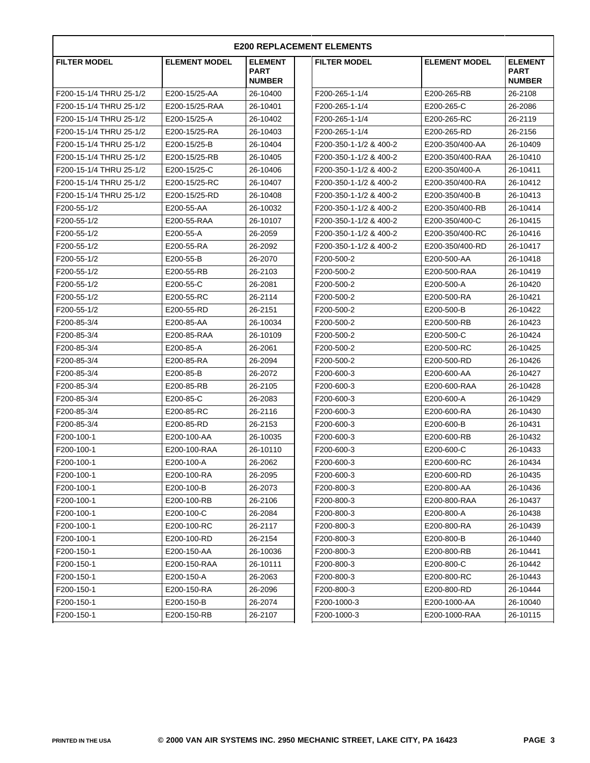## E200 REPLACEMENT ELEMENTS

| FILTER MODEL | ELEMENT MODEL | ELEMENT PART NUMBER | FILTER MODEL | ELEMENT MODEL | ELEMENT PART NUMBER |
|---|---|---|---|---|---|
| F200-15-1/4 THRU 25-1/2 | E200-15/25-AA | 26-10400 | F200-265-1-1/4 | E200-265-RB | 26-2108 |
| F200-15-1/4 THRU 25-1/2 | E200-15/25-RAA | 26-10401 | F200-265-1-1/4 | E200-265-C | 26-2086 |
| F200-15-1/4 THRU 25-1/2 | E200-15/25-A | 26-10402 | F200-265-1-1/4 | E200-265-RC | 26-2119 |
| F200-15-1/4 THRU 25-1/2 | E200-15/25-RA | 26-10403 | F200-265-1-1/4 | E200-265-RD | 26-2156 |
| F200-15-1/4 THRU 25-1/2 | E200-15/25-B | 26-10404 | F200-350-1-1/2 & 400-2 | E200-350/400-AA | 26-10409 |
| F200-15-1/4 THRU 25-1/2 | E200-15/25-RB | 26-10405 | F200-350-1-1/2 & 400-2 | E200-350/400-RAA | 26-10410 |
| F200-15-1/4 THRU 25-1/2 | E200-15/25-C | 26-10406 | F200-350-1-1/2 & 400-2 | E200-350/400-A | 26-10411 |
| F200-15-1/4 THRU 25-1/2 | E200-15/25-RC | 26-10407 | F200-350-1-1/2 & 400-2 | E200-350/400-RA | 26-10412 |
| F200-15-1/4 THRU 25-1/2 | E200-15/25-RD | 26-10408 | F200-350-1-1/2 & 400-2 | E200-350/400-B | 26-10413 |
| F200-55-1/2 | E200-55-AA | 26-10032 | F200-350-1-1/2 & 400-2 | E200-350/400-RB | 26-10414 |
| F200-55-1/2 | E200-55-RAA | 26-10107 | F200-350-1-1/2 & 400-2 | E200-350/400-C | 26-10415 |
| F200-55-1/2 | E200-55-A | 26-2059 | F200-350-1-1/2 & 400-2 | E200-350/400-RC | 26-10416 |
| F200-55-1/2 | E200-55-RA | 26-2092 | F200-350-1-1/2 & 400-2 | E200-350/400-RD | 26-10417 |
| F200-55-1/2 | E200-55-B | 26-2070 | F200-500-2 | E200-500-AA | 26-10418 |
| F200-55-1/2 | E200-55-RB | 26-2103 | F200-500-2 | E200-500-RAA | 26-10419 |
| F200-55-1/2 | E200-55-C | 26-2081 | F200-500-2 | E200-500-A | 26-10420 |
| F200-55-1/2 | E200-55-RC | 26-2114 | F200-500-2 | E200-500-RA | 26-10421 |
| F200-55-1/2 | E200-55-RD | 26-2151 | F200-500-2 | E200-500-B | 26-10422 |
| F200-85-3/4 | E200-85-AA | 26-10034 | F200-500-2 | E200-500-RB | 26-10423 |
| F200-85-3/4 | E200-85-RAA | 26-10109 | F200-500-2 | E200-500-C | 26-10424 |
| F200-85-3/4 | E200-85-A | 26-2061 | F200-500-2 | E200-500-RC | 26-10425 |
| F200-85-3/4 | E200-85-RA | 26-2094 | F200-500-2 | E200-500-RD | 26-10426 |
| F200-85-3/4 | E200-85-B | 26-2072 | F200-600-3 | E200-600-AA | 26-10427 |
| F200-85-3/4 | E200-85-RB | 26-2105 | F200-600-3 | E200-600-RAA | 26-10428 |
| F200-85-3/4 | E200-85-C | 26-2083 | F200-600-3 | E200-600-A | 26-10429 |
| F200-85-3/4 | E200-85-RC | 26-2116 | F200-600-3 | E200-600-RA | 26-10430 |
| F200-85-3/4 | E200-85-RD | 26-2153 | F200-600-3 | E200-600-B | 26-10431 |
| F200-100-1 | E200-100-AA | 26-10035 | F200-600-3 | E200-600-RB | 26-10432 |
| F200-100-1 | E200-100-RAA | 26-10110 | F200-600-3 | E200-600-C | 26-10433 |
| F200-100-1 | E200-100-A | 26-2062 | F200-600-3 | E200-600-RC | 26-10434 |
| F200-100-1 | E200-100-RA | 26-2095 | F200-600-3 | E200-600-RD | 26-10435 |
| F200-100-1 | E200-100-B | 26-2073 | F200-800-3 | E200-800-AA | 26-10436 |
| F200-100-1 | E200-100-RB | 26-2106 | F200-800-3 | E200-800-RAA | 26-10437 |
| F200-100-1 | E200-100-C | 26-2084 | F200-800-3 | E200-800-A | 26-10438 |
| F200-100-1 | E200-100-RC | 26-2117 | F200-800-3 | E200-800-RA | 26-10439 |
| F200-100-1 | E200-100-RD | 26-2154 | F200-800-3 | E200-800-B | 26-10440 |
| F200-150-1 | E200-150-AA | 26-10036 | F200-800-3 | E200-800-RB | 26-10441 |
| F200-150-1 | E200-150-RAA | 26-10111 | F200-800-3 | E200-800-C | 26-10442 |
| F200-150-1 | E200-150-A | 26-2063 | F200-800-3 | E200-800-RC | 26-10443 |
| F200-150-1 | E200-150-RA | 26-2096 | F200-800-3 | E200-800-RD | 26-10444 |
| F200-150-1 | E200-150-B | 26-2074 | F200-1000-3 | E200-1000-AA | 26-10040 |
| F200-150-1 | E200-150-RB | 26-2107 | F200-1000-3 | E200-1000-RAA | 26-10115 |

PRINTED IN THE USA © 2000 VAN AIR SYSTEMS INC. 2950 MECHANIC STREET, LAKE CITY, PA 16423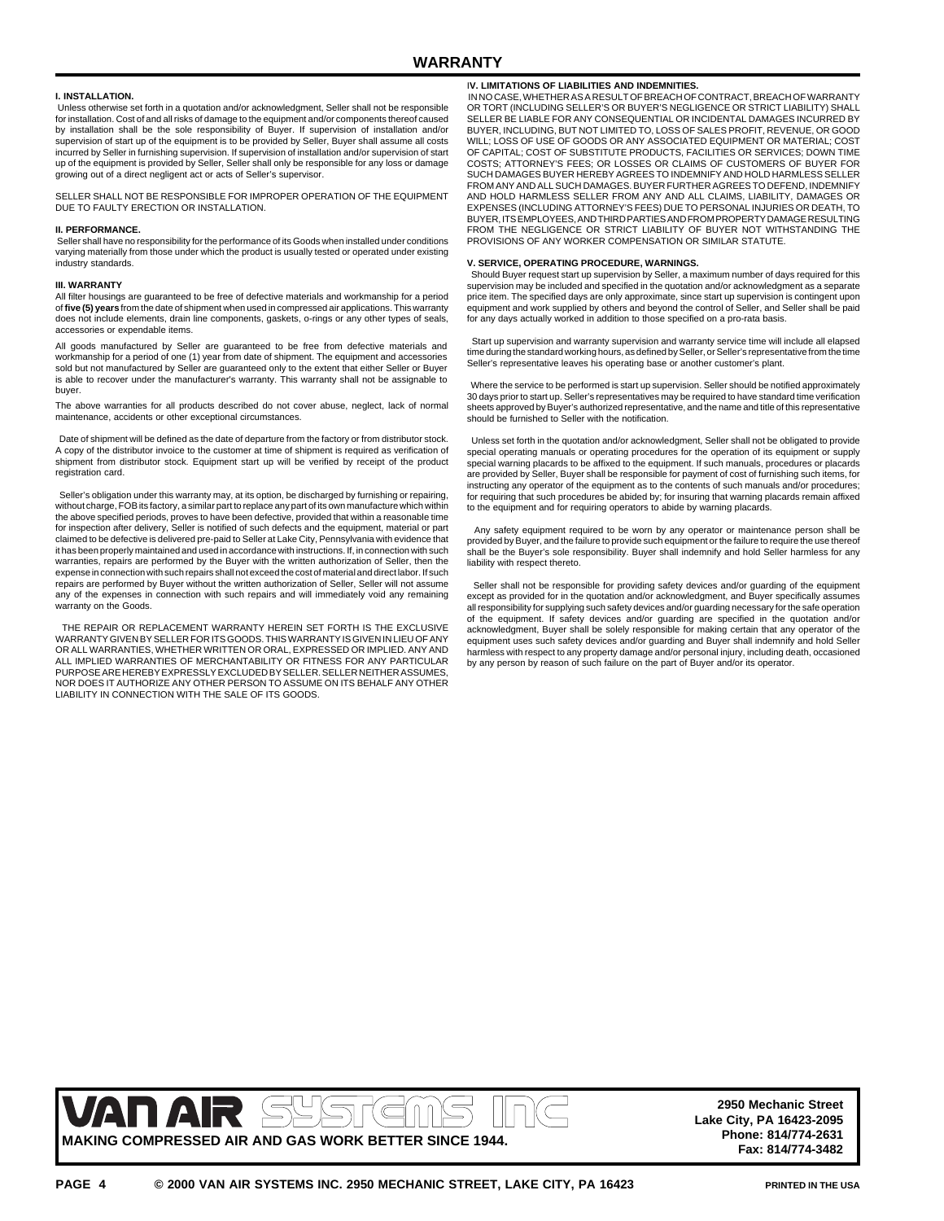# WARRANTY

### I. INSTALLATION.

Unless otherwise set forth in a quotation and/or acknowledgment, Seller shall not be responsible for installation. Cost of and all risks of damage to the equipment and/or components thereof caused by installation shall be the sole responsibility of Buyer. If supervision of installation and/or supervision of start up of the equipment is to be provided by Seller, Buyer shall assume all costs incurred by Seller in furnishing supervision. If supervision of installation and/or supervision of start up of the equipment is provided by Seller, Seller shall only be responsible for any loss or damage growing out of a direct negligent act or acts of Seller's supervisor.

SELLER SHALL NOT BE RESPONSIBLE FOR IMPROPER OPERATION OF THE EQUIPMENT DUE TO FAULTY ERECTION OR INSTALLATION.

### II. PERFORMANCE.

Seller shall have no responsibility for the performance of its Goods when installed under conditions varying materially from those under which the product is usually tested or operated under existing industry standards.

### III. WARRANTY

All filter housings are guaranteed to be free of defective materials and workmanship for a period of **five (5) years** from the date of shipment when used in compressed air applications. This warranty does not include elements, drain line components, gaskets, o-rings or any other types of seals, accessories or expendable items.

All goods manufactured by Seller are guaranteed to be free from defective materials and workmanship for a period of one (1) year from date of shipment. The equipment and accessories sold but not manufactured by Seller are guaranteed only to the extent that either Seller or Buyer is able to recover under the manufacturer's warranty. This warranty shall not be assignable to buyer.

The above warranties for all products described do not cover abuse, neglect, lack of normal maintenance, accidents or other exceptional circumstances.

Date of shipment will be defined as the date of departure from the factory or from distributor stock. A copy of the distributor invoice to the customer at time of shipment is required as verification of shipment from distributor stock. Equipment start up will be verified by receipt of the product registration card.

Seller's obligation under this warranty may, at its option, be discharged by furnishing or repairing, without charge, FOB its factory, a similar part to replace any part of its own manufacture which within the above specified periods, proves to have been defective, provided that within a reasonable time for inspection after delivery, Seller is notified of such defects and the equipment, material or part claimed to be defective is delivered pre-paid to Seller at Lake City, Pennsylvania with evidence that it has been properly maintained and used in accordance with instructions. If, in connection with such warranties, repairs are performed by the Buyer with the written authorization of Seller, then the expense in connection with such repairs shall not exceed the cost of material and direct labor. If such repairs are performed by Buyer without the written authorization of Seller, Seller will not assume any of the expenses in connection with such repairs and will immediately void any remaining warranty on the Goods.

THE REPAIR OR REPLACEMENT WARRANTY HEREIN SET FORTH IS THE EXCLUSIVE WARRANTY GIVEN BY SELLER FOR ITS GOODS. THIS WARRANTY IS GIVEN IN LIEU OF ANY OR ALL WARRANTIES, WHETHER WRITTEN OR ORAL, EXPRESSED OR IMPLIED. ANY AND ALL IMPLIED WARRANTIES OF MERCHANTABILITY OR FITNESS FOR ANY PARTICULAR PURPOSE ARE HEREBY EXPRESSLY EXCLUDED BY SELLER. SELLER NEITHER ASSUMES, NOR DOES IT AUTHORIZE ANY OTHER PERSON TO ASSUME ON ITS BEHALF ANY OTHER LIABILITY IN CONNECTION WITH THE SALE OF ITS GOODS.

### IV. LIMITATIONS OF LIABILITIES AND INDEMNITIES.

IN NO CASE, WHETHER AS A RESULT OF BREACH OF CONTRACT, BREACH OF WARRANTY OR TORT (INCLUDING SELLER'S OR BUYER'S NEGLIGENCE OR STRICT LIABILITY) SHALL SELLER BE LIABLE FOR ANY CONSEQUENTIAL OR INCIDENTAL DAMAGES INCURRED BY BUYER, INCLUDING, BUT NOT LIMITED TO, LOSS OF SALES PROFIT, REVENUE, OR GOOD WILL; LOSS OF USE OF GOODS OR ANY ASSOCIATED EQUIPMENT OR MATERIAL; COST OF CAPITAL; COST OF SUBSTITUTE PRODUCTS, FACILITIES OR SERVICES; DOWN TIME COSTS; ATTORNEY'S FEES; OR LOSSES OR CLAIMS OF CUSTOMERS OF BUYER FOR SUCH DAMAGES BUYER HEREBY AGREES TO INDEMNIFY AND HOLD HARMLESS SELLER FROM ANY AND ALL SUCH DAMAGES. BUYER FURTHER AGREES TO DEFEND, INDEMNIFY AND HOLD HARMLESS SELLER FROM ANY AND ALL CLAIMS, LIABILITY, DAMAGES OR EXPENSES (INCLUDING ATTORNEY'S FEES) DUE TO PERSONAL INJURIES OR DEATH, TO BUYER, ITS EMPLOYEES, AND THIRD PARTIES AND FROM PROPERTY DAMAGE RESULTING FROM THE NEGLIGENCE OR STRICT LIABILITY OF BUYER NOT WITHSTANDING THE PROVISIONS OF ANY WORKER COMPENSATION OR SIMILAR STATUTE.

### V. SERVICE, OPERATING PROCEDURE, WARNINGS.

Should Buyer request start up supervision by Seller, a maximum number of days required for this supervision may be included and specified in the quotation and/or acknowledgment as a separate price item. The specified days are only approximate, since start up supervision is contingent upon equipment and work supplied by others and beyond the control of Seller, and Seller shall be paid for any days actually worked in addition to those specified on a pro-rata basis.

Start up supervision and warranty supervision and warranty service time will include all elapsed time during the standard working hours, as defined by Seller, or Seller's representative from the time Seller's representative leaves his operating base or another customer's plant.

Where the service to be performed is start up supervision. Seller should be notified approximately 30 days prior to start up. Seller's representatives may be required to have standard time verification sheets approved by Buyer's authorized representative, and the name and title of this representative should be furnished to Seller with the notification.

Unless set forth in the quotation and/or acknowledgment, Seller shall not be obligated to provide special operating manuals or operating procedures for the operation of its equipment or supply special warning placards to be affixed to the equipment. If such manuals, procedures or placards are provided by Seller, Buyer shall be responsible for payment of cost of furnishing such items, for instructing any operator of the equipment as to the contents of such manuals and/or procedures; for requiring that such procedures be abided by; for insuring that warning placards remain affixed to the equipment and for requiring operators to abide by warning placards.

Any safety equipment required to be worn by any operator or maintenance person shall be provided by Buyer, and the failure to provide such equipment or the failure to require the use thereof shall be the Buyer's sole responsibility. Buyer shall indemnify and hold Seller harmless for any liability with respect thereto.

Seller shall not be responsible for providing safety devices and/or guarding of the equipment except as provided for in the quotation and/or acknowledgment, and Buyer specifically assumes all responsibility for supplying such safety devices and/or guarding necessary for the safe operation of the equipment. If safety devices and/or guarding are specified in the quotation and/or acknowledgment, Buyer shall be solely responsible for making certain that any operator of the equipment uses such safety devices and/or guarding and Buyer shall indemnify and hold Seller harmless with respect to any property damage and/or personal injury, including death, occasioned by any person by reason of such failure on the part of Buyer and/or its operator.

**VAN AIR SYSTEMS INC**

**MAKING COMPRESSED AIR AND GAS WORK BETTER SINCE 1944.**

**2950 Mechanic Street**
**Lake City, PA 16423-2095**
**Phone: 814/774-2631**
**Fax: 814/774-3482**

**© 2000 VAN AIR SYSTEMS INC. 2950 MECHANIC STREET, LAKE CITY, PA 16423**

**PRINTED IN THE USA**